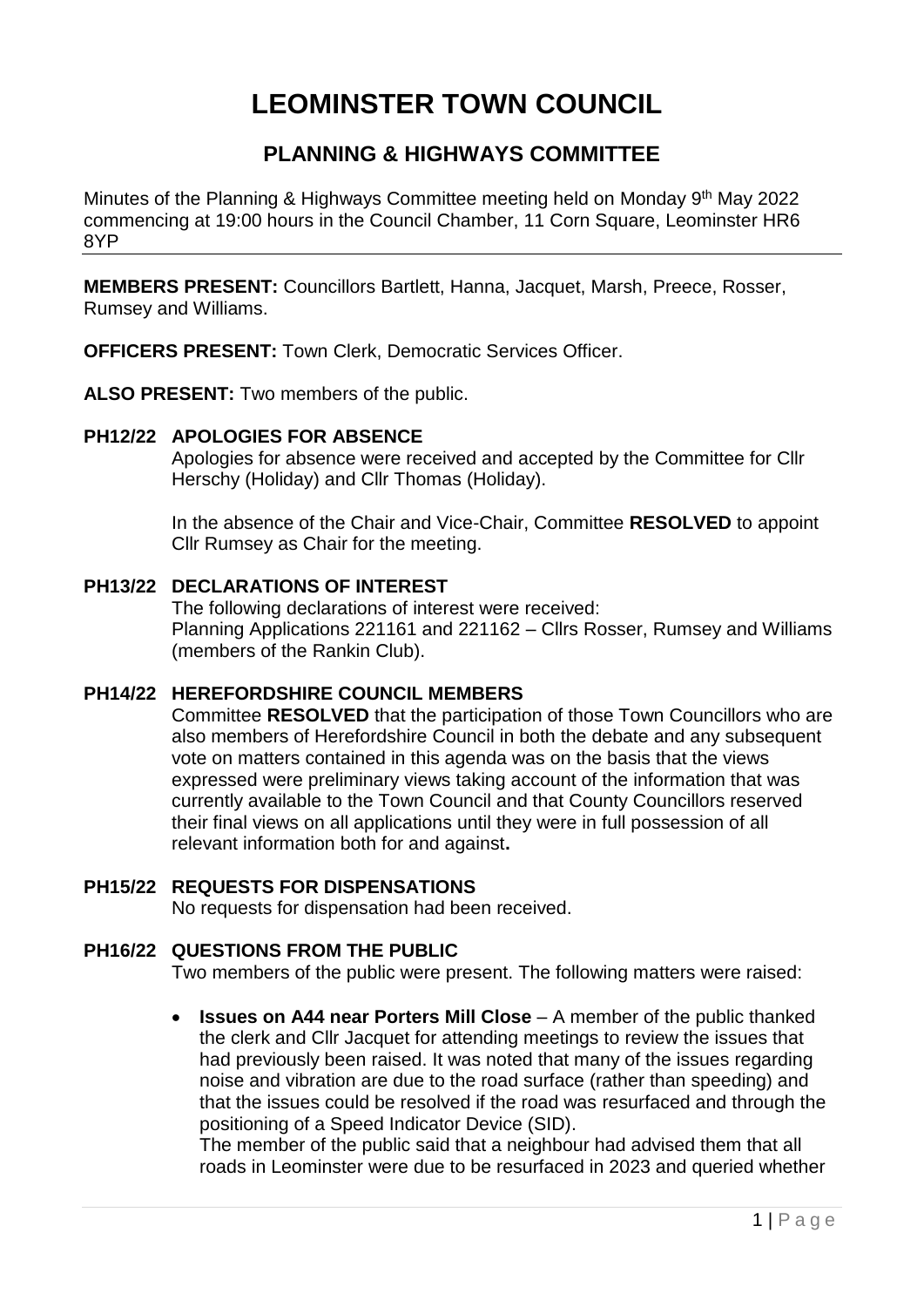# LEOMINSTER TOWN COUNCIL

## PLANNING & HIGHWAYS COMMITTEE

Minutes of the Planning & Highways Committee meeting held on Monday 9th May 2022 commencing at 19:00 hours in the Council Chamber, 11 Corn Square, Leominster HR6 8YP

**MEMBERS PRESENT:** Councillors Bartlett, Hanna, Jacquet, Marsh, Preece, Rosser, Rumsey and Williams.

**OFFICERS PRESENT:** Town Clerk, Democratic Services Officer.

**ALSO PRESENT:** Two members of the public.

**PH12/22 APOLOGIES FOR ABSENCE**

Apologies for absence were received and accepted by the Committee for Cllr Herschy (Holiday) and Cllr Thomas (Holiday).

In the absence of the Chair and Vice-Chair, Committee **RESOLVED** to appoint Cllr Rumsey as Chair for the meeting.

**PH13/22 DECLARATIONS OF INTEREST**

The following declarations of interest were received:
Planning Applications 221161 and 221162 – Cllrs Rosser, Rumsey and Williams (members of the Rankin Club).

**PH14/22 HEREFORDSHIRE COUNCIL MEMBERS**

Committee **RESOLVED** that the participation of those Town Councillors who are also members of Herefordshire Council in both the debate and any subsequent vote on matters contained in this agenda was on the basis that the views expressed were preliminary views taking account of the information that was currently available to the Town Council and that County Councillors reserved their final views on all applications until they were in full possession of all relevant information both for and against**.**

**PH15/22 REQUESTS FOR DISPENSATIONS**

No requests for dispensation had been received.

**PH16/22 QUESTIONS FROM THE PUBLIC**

Two members of the public were present. The following matters were raised:

- **Issues on A44 near Porters Mill Close** – A member of the public thanked the clerk and Cllr Jacquet for attending meetings to review the issues that had previously been raised. It was noted that many of the issues regarding noise and vibration are due to the road surface (rather than speeding) and that the issues could be resolved if the road was resurfaced and through the positioning of a Speed Indicator Device (SID).
  The member of the public said that a neighbour had advised them that all roads in Leominster were due to be resurfaced in 2023 and queried whether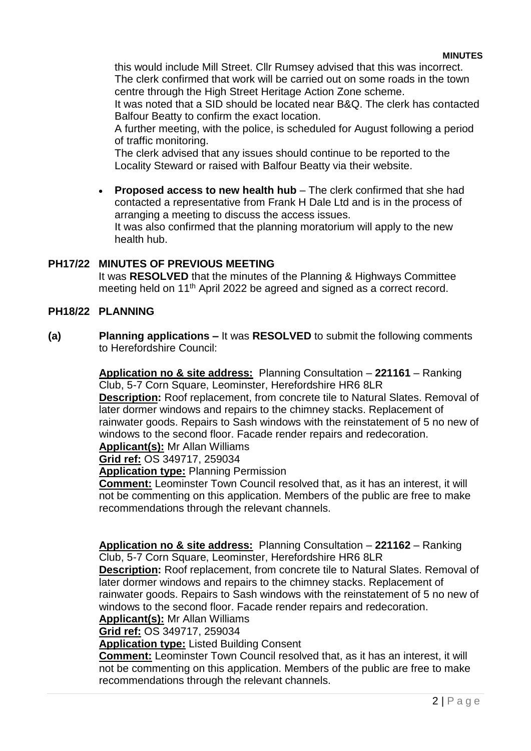this would include Mill Street. Cllr Rumsey advised that this was incorrect. The clerk confirmed that work will be carried out on some roads in the town centre through the High Street Heritage Action Zone scheme.
It was noted that a SID should be located near B&Q. The clerk has contacted Balfour Beatty to confirm the exact location.
A further meeting, with the police, is scheduled for August following a period of traffic monitoring.
The clerk advised that any issues should continue to be reported to the Locality Steward or raised with Balfour Beatty via their website.

- **Proposed access to new health hub** – The clerk confirmed that she had contacted a representative from Frank H Dale Ltd and is in the process of arranging a meeting to discuss the access issues.
  It was also confirmed that the planning moratorium will apply to the new health hub.

## PH17/22 MINUTES OF PREVIOUS MEETING

It was **RESOLVED** that the minutes of the Planning & Highways Committee meeting held on 11th April 2022 be agreed and signed as a correct record.

## PH18/22 PLANNING

**(a) Planning applications –** It was **RESOLVED** to submit the following comments to Herefordshire Council:

**Application no & site address:** Planning Consultation – **221161** – Ranking Club, 5-7 Corn Square, Leominster, Herefordshire HR6 8LR
**Description:** Roof replacement, from concrete tile to Natural Slates. Removal of later dormer windows and repairs to the chimney stacks. Replacement of rainwater goods. Repairs to Sash windows with the reinstatement of 5 no new of windows to the second floor. Facade render repairs and redecoration.
**Applicant(s):** Mr Allan Williams
**Grid ref:** OS 349717, 259034
**Application type:** Planning Permission
**Comment:** Leominster Town Council resolved that, as it has an interest, it will not be commenting on this application. Members of the public are free to make recommendations through the relevant channels.

**Application no & site address:** Planning Consultation – **221162** – Ranking Club, 5-7 Corn Square, Leominster, Herefordshire HR6 8LR
**Description:** Roof replacement, from concrete tile to Natural Slates. Removal of later dormer windows and repairs to the chimney stacks. Replacement of rainwater goods. Repairs to Sash windows with the reinstatement of 5 no new of windows to the second floor. Facade render repairs and redecoration.
**Applicant(s):** Mr Allan Williams
**Grid ref:** OS 349717, 259034
**Application type:** Listed Building Consent
**Comment:** Leominster Town Council resolved that, as it has an interest, it will not be commenting on this application. Members of the public are free to make recommendations through the relevant channels.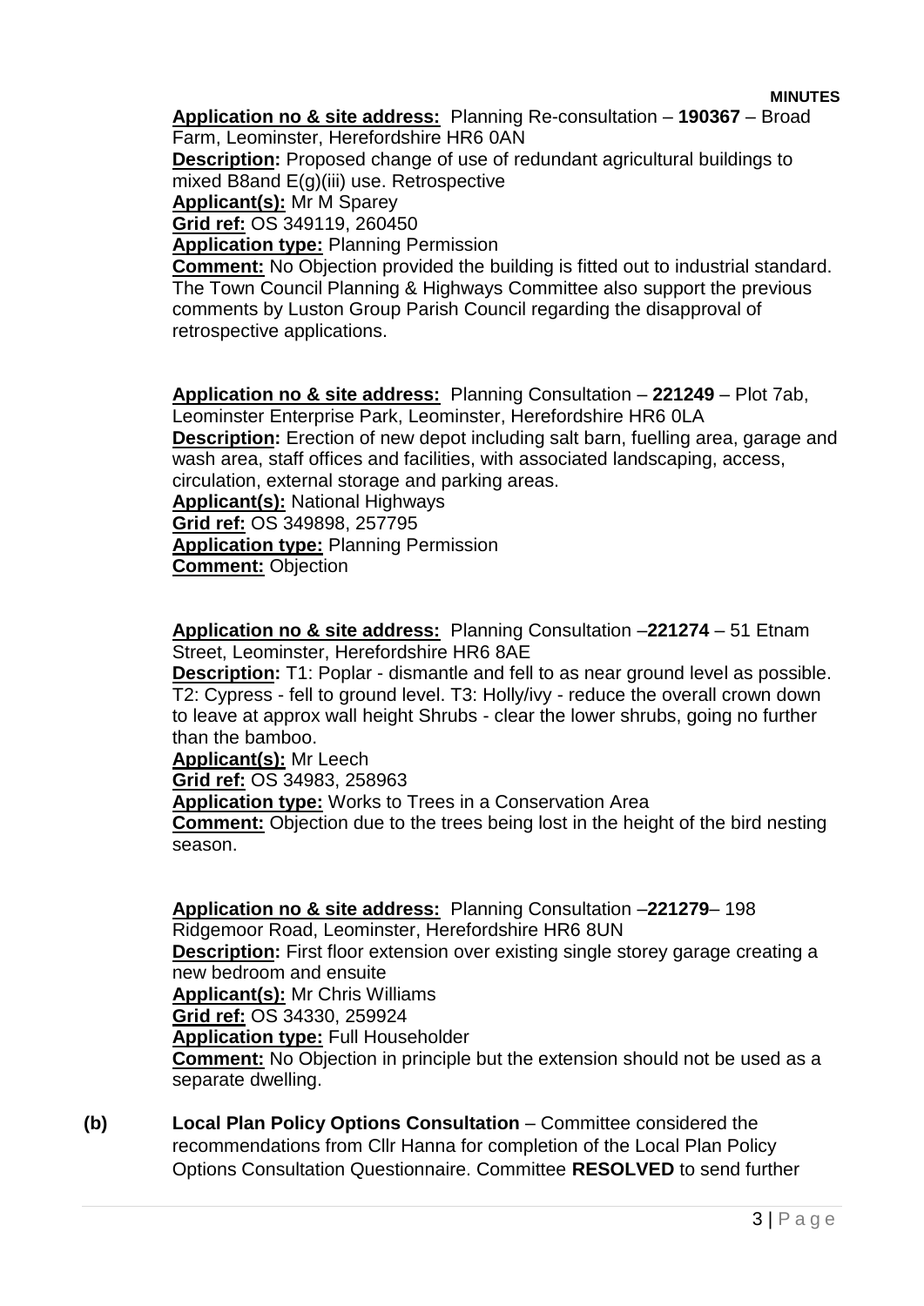**MINUTES**

**Application no & site address:** Planning Re-consultation – **190367** – Broad Farm, Leominster, Herefordshire HR6 0AN
**Description:** Proposed change of use of redundant agricultural buildings to mixed B8and E(g)(iii) use. Retrospective
**Applicant(s):** Mr M Sparey
**Grid ref:** OS 349119, 260450
**Application type:** Planning Permission
**Comment:** No Objection provided the building is fitted out to industrial standard. The Town Council Planning & Highways Committee also support the previous comments by Luston Group Parish Council regarding the disapproval of retrospective applications.

**Application no & site address:** Planning Consultation – **221249** – Plot 7ab, Leominster Enterprise Park, Leominster, Herefordshire HR6 0LA
**Description:** Erection of new depot including salt barn, fuelling area, garage and wash area, staff offices and facilities, with associated landscaping, access, circulation, external storage and parking areas.
**Applicant(s):** National Highways
**Grid ref:** OS 349898, 257795
**Application type:** Planning Permission
**Comment:** Objection

**Application no & site address:** Planning Consultation –**221274** – 51 Etnam Street, Leominster, Herefordshire HR6 8AE
**Description:** T1: Poplar - dismantle and fell to as near ground level as possible. T2: Cypress - fell to ground level. T3: Holly/ivy - reduce the overall crown down to leave at approx wall height Shrubs - clear the lower shrubs, going no further than the bamboo.
**Applicant(s):** Mr Leech
**Grid ref:** OS 34983, 258963
**Application type:** Works to Trees in a Conservation Area
**Comment:** Objection due to the trees being lost in the height of the bird nesting season.

**Application no & site address:** Planning Consultation –**221279**– 198 Ridgemoor Road, Leominster, Herefordshire HR6 8UN
**Description:** First floor extension over existing single storey garage creating a new bedroom and ensuite
**Applicant(s):** Mr Chris Williams
**Grid ref:** OS 34330, 259924
**Application type:** Full Householder
**Comment:** No Objection in principle but the extension should not be used as a separate dwelling.

**(b)** **Local Plan Policy Options Consultation** – Committee considered the recommendations from Cllr Hanna for completion of the Local Plan Policy Options Consultation Questionnaire. Committee **RESOLVED** to send further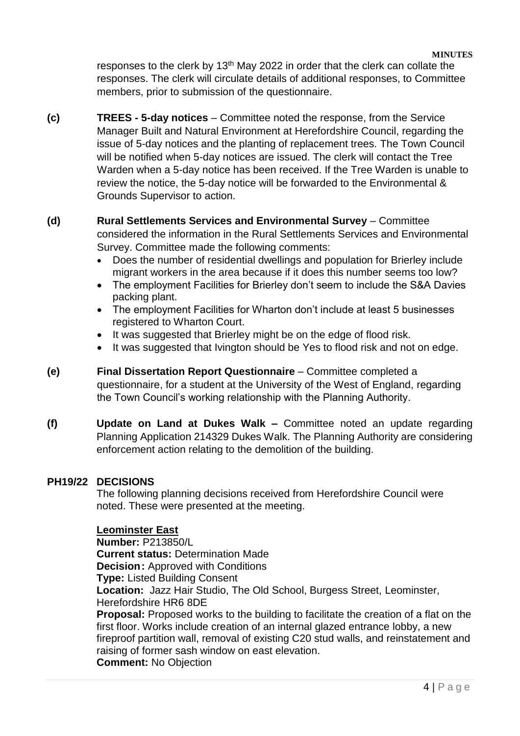responses to the clerk by 13th May 2022 in order that the clerk can collate the responses. The clerk will circulate details of additional responses, to Committee members, prior to submission of the questionnaire.

**(c)** **TREES - 5-day notices** – Committee noted the response, from the Service Manager Built and Natural Environment at Herefordshire Council, regarding the issue of 5-day notices and the planting of replacement trees. The Town Council will be notified when 5-day notices are issued. The clerk will contact the Tree Warden when a 5-day notice has been received. If the Tree Warden is unable to review the notice, the 5-day notice will be forwarded to the Environmental & Grounds Supervisor to action.

**(d)** **Rural Settlements Services and Environmental Survey** – Committee considered the information in the Rural Settlements Services and Environmental Survey. Committee made the following comments:

- Does the number of residential dwellings and population for Brierley include migrant workers in the area because if it does this number seems too low?
- The employment Facilities for Brierley don't seem to include the S&A Davies packing plant.
- The employment Facilities for Wharton don't include at least 5 businesses registered to Wharton Court.
- It was suggested that Brierley might be on the edge of flood risk.
- It was suggested that Ivington should be Yes to flood risk and not on edge.

**(e)** **Final Dissertation Report Questionnaire** – Committee completed a questionnaire, for a student at the University of the West of England, regarding the Town Council's working relationship with the Planning Authority.

**(f)** **Update on Land at Dukes Walk –** Committee noted an update regarding Planning Application 214329 Dukes Walk. The Planning Authority are considering enforcement action relating to the demolition of the building.

## PH19/22 DECISIONS

The following planning decisions received from Herefordshire Council were noted. These were presented at the meeting.

**Leominster East**

**Number:** P213850/L
**Current status:** Determination Made
**Decision:** Approved with Conditions
**Type:** Listed Building Consent
**Location:** Jazz Hair Studio, The Old School, Burgess Street, Leominster, Herefordshire HR6 8DE
**Proposal:** Proposed works to the building to facilitate the creation of a flat on the first floor. Works include creation of an internal glazed entrance lobby, a new fireproof partition wall, removal of existing C20 stud walls, and reinstatement and raising of former sash window on east elevation.
**Comment:** No Objection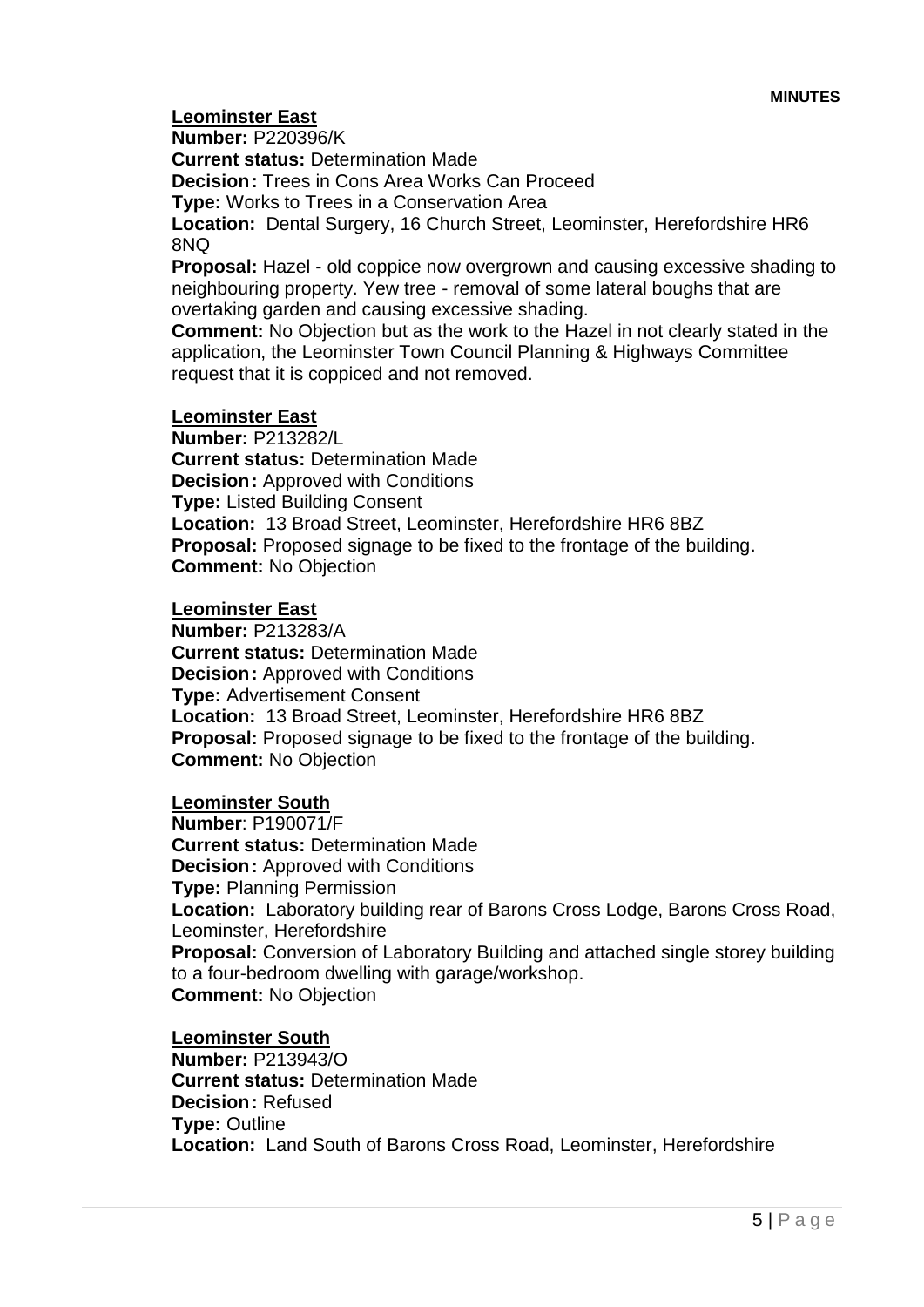**Leominster East**
**Number:** P220396/K
**Current status:** Determination Made
**Decision:** Trees in Cons Area Works Can Proceed
**Type:** Works to Trees in a Conservation Area
**Location:** Dental Surgery, 16 Church Street, Leominster, Herefordshire HR6 8NQ
**Proposal:** Hazel - old coppice now overgrown and causing excessive shading to neighbouring property. Yew tree - removal of some lateral boughs that are overtaking garden and causing excessive shading.
**Comment:** No Objection but as the work to the Hazel in not clearly stated in the application, the Leominster Town Council Planning & Highways Committee request that it is coppiced and not removed.

**Leominster East**
**Number:** P213282/L
**Current status:** Determination Made
**Decision:** Approved with Conditions
**Type:** Listed Building Consent
**Location:** 13 Broad Street, Leominster, Herefordshire HR6 8BZ
**Proposal:** Proposed signage to be fixed to the frontage of the building.
**Comment:** No Objection

**Leominster East**
**Number:** P213283/A
**Current status:** Determination Made
**Decision:** Approved with Conditions
**Type:** Advertisement Consent
**Location:** 13 Broad Street, Leominster, Herefordshire HR6 8BZ
**Proposal:** Proposed signage to be fixed to the frontage of the building.
**Comment:** No Objection

**Leominster South**
**Number**: P190071/F
**Current status:** Determination Made
**Decision:** Approved with Conditions
**Type:** Planning Permission
**Location:** Laboratory building rear of Barons Cross Lodge, Barons Cross Road, Leominster, Herefordshire
**Proposal:** Conversion of Laboratory Building and attached single storey building to a four-bedroom dwelling with garage/workshop.
**Comment:** No Objection

**Leominster South**
**Number:** P213943/O
**Current status:** Determination Made
**Decision:** Refused
**Type:** Outline
**Location:** Land South of Barons Cross Road, Leominster, Herefordshire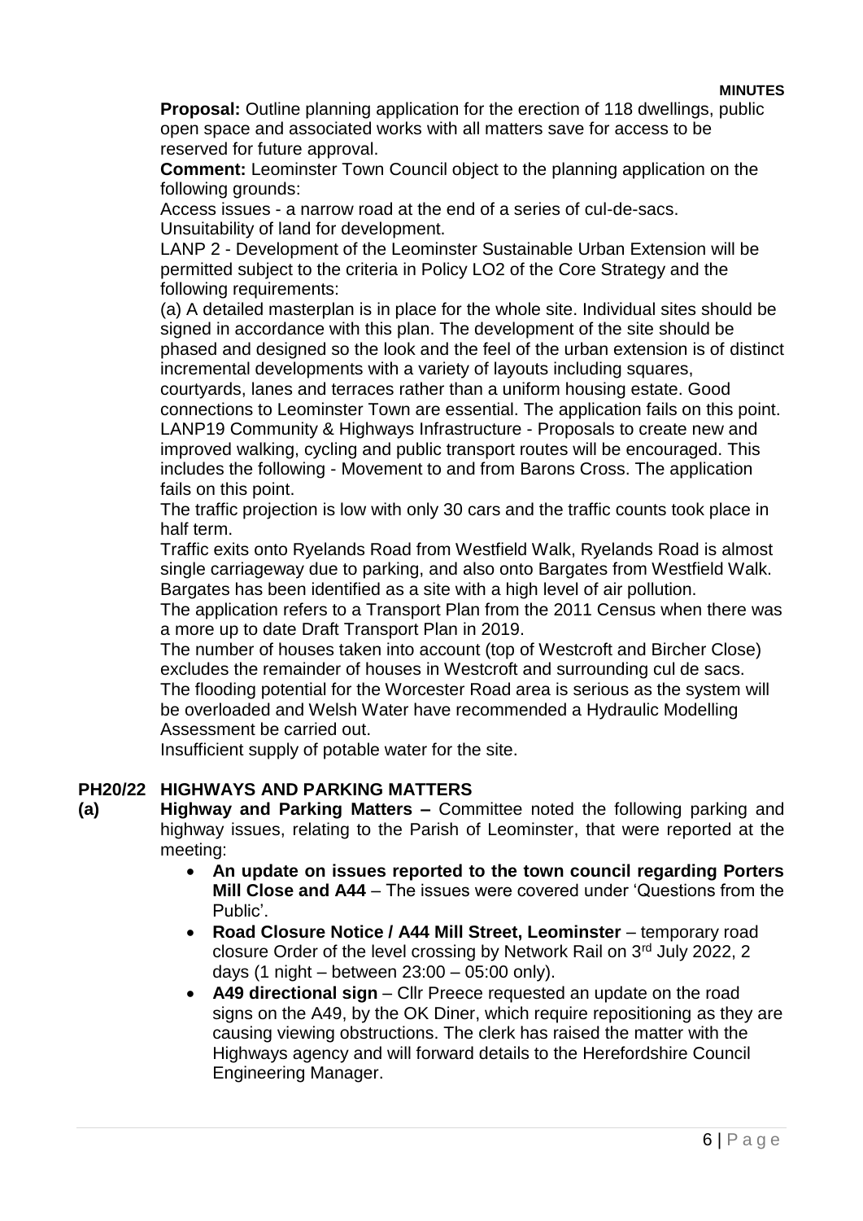**Proposal:** Outline planning application for the erection of 118 dwellings, public open space and associated works with all matters save for access to be reserved for future approval.

**Comment:** Leominster Town Council object to the planning application on the following grounds:

Access issues - a narrow road at the end of a series of cul-de-sacs.

Unsuitability of land for development.

LANP 2 - Development of the Leominster Sustainable Urban Extension will be permitted subject to the criteria in Policy LO2 of the Core Strategy and the following requirements:

(a) A detailed masterplan is in place for the whole site. Individual sites should be signed in accordance with this plan. The development of the site should be phased and designed so the look and the feel of the urban extension is of distinct incremental developments with a variety of layouts including squares, courtyards, lanes and terraces rather than a uniform housing estate. Good connections to Leominster Town are essential. The application fails on this point.

LANP19 Community & Highways Infrastructure - Proposals to create new and improved walking, cycling and public transport routes will be encouraged. This includes the following - Movement to and from Barons Cross. The application fails on this point.

The traffic projection is low with only 30 cars and the traffic counts took place in half term.

Traffic exits onto Ryelands Road from Westfield Walk, Ryelands Road is almost single carriageway due to parking, and also onto Bargates from Westfield Walk. Bargates has been identified as a site with a high level of air pollution.

The application refers to a Transport Plan from the 2011 Census when there was a more up to date Draft Transport Plan in 2019.

The number of houses taken into account (top of Westcroft and Bircher Close) excludes the remainder of houses in Westcroft and surrounding cul de sacs.

The flooding potential for the Worcester Road area is serious as the system will be overloaded and Welsh Water have recommended a Hydraulic Modelling Assessment be carried out.

Insufficient supply of potable water for the site.

## PH20/22 HIGHWAYS AND PARKING MATTERS

**(a)** **Highway and Parking Matters –** Committee noted the following parking and highway issues, relating to the Parish of Leominster, that were reported at the meeting:

- **An update on issues reported to the town council regarding Porters Mill Close and A44** – The issues were covered under 'Questions from the Public'.
- **Road Closure Notice / A44 Mill Street, Leominster** – temporary road closure Order of the level crossing by Network Rail on 3rd July 2022, 2 days (1 night – between 23:00 – 05:00 only).
- **A49 directional sign** – Cllr Preece requested an update on the road signs on the A49, by the OK Diner, which require repositioning as they are causing viewing obstructions. The clerk has raised the matter with the Highways agency and will forward details to the Herefordshire Council Engineering Manager.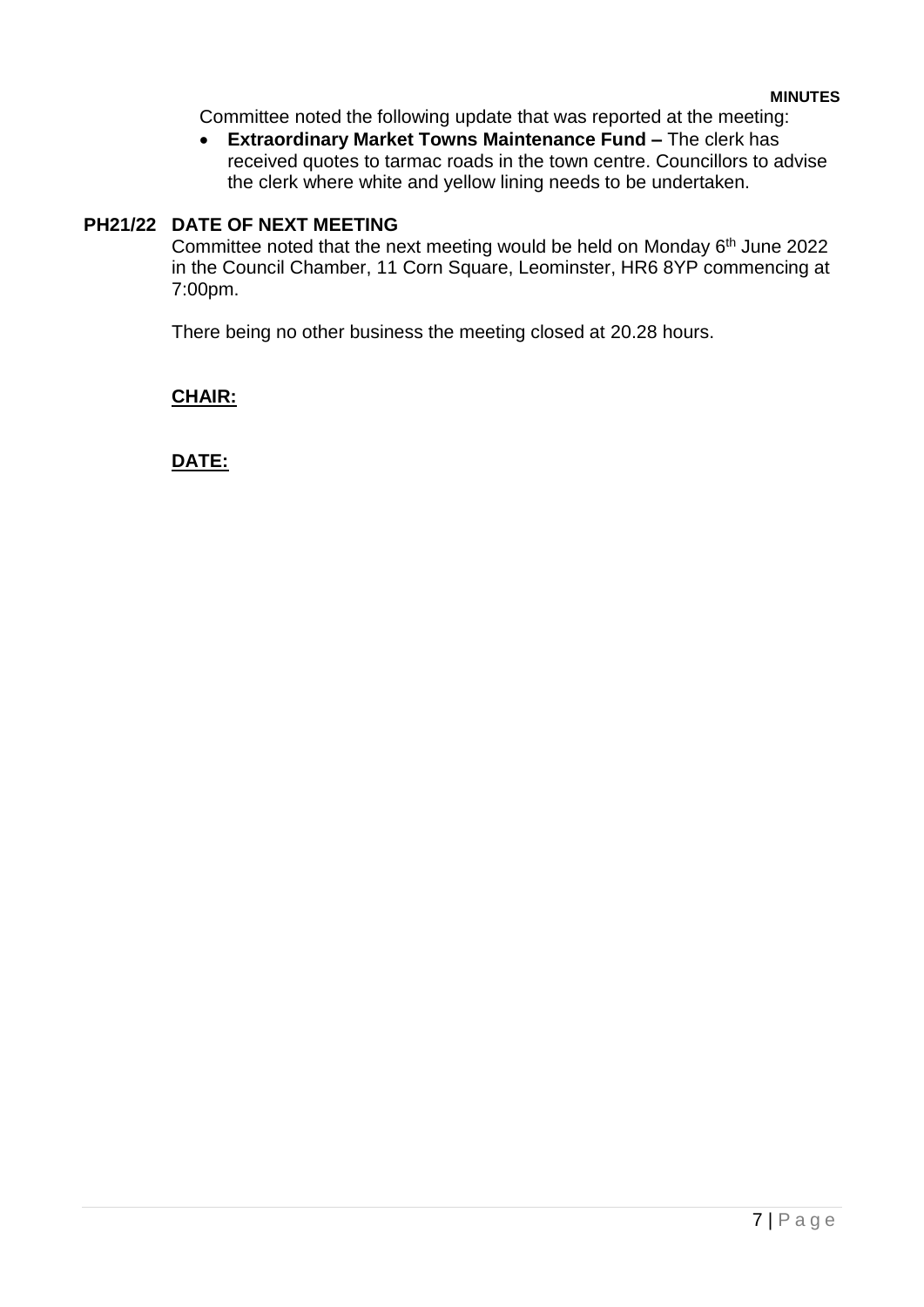Committee noted the following update that was reported at the meeting:

- **Extraordinary Market Towns Maintenance Fund –** The clerk has received quotes to tarmac roads in the town centre. Councillors to advise the clerk where white and yellow lining needs to be undertaken.

## PH21/22 DATE OF NEXT MEETING

Committee noted that the next meeting would be held on Monday 6th June 2022 in the Council Chamber, 11 Corn Square, Leominster, HR6 8YP commencing at 7:00pm.

There being no other business the meeting closed at 20.28 hours.

**CHAIR:**

**DATE:**